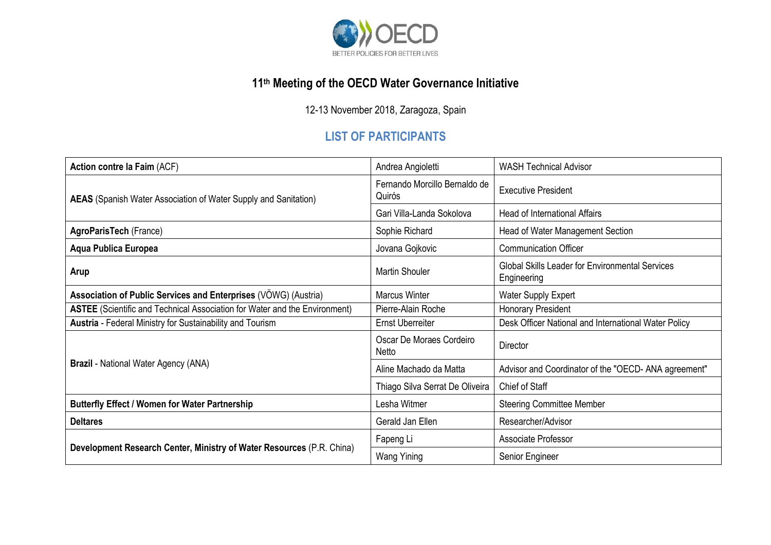# 11th Meeting of the OECD Water Governance Initiative

12-13 November 2018, Zaragoza, Spain

## LIST OF PARTICIPANTS

| Organisation | Name | Position |
|---|---|---|
| **Action contre la Faim** (ACF) | Andrea Angioletti | WASH Technical Advisor |
| **AEAS** (Spanish Water Association of Water Supply and Sanitation) | Fernando Morcillo Bernaldo de Quirós | Executive President |
| | Gari Villa-Landa Sokolova | Head of International Affairs |
| **AgroParisTech** (France) | Sophie Richard | Head of Water Management Section |
| **Aqua Publica Europea** | Jovana Gojkovic | Communication Officer |
| **Arup** | Martin Shouler | Global Skills Leader for Environmental Services Engineering |
| **Association of Public Services and Enterprises** (VÖWG) (Austria) | Marcus Winter | Water Supply Expert |
| **ASTEE** (Scientific and Technical Association for Water and the Environment) | Pierre-Alain Roche | Honorary President |
| **Austria** - Federal Ministry for Sustainability and Tourism | Ernst Uberreiter | Desk Officer National and International Water Policy |
| **Brazil** - National Water Agency (ANA) | Oscar De Moraes Cordeiro Netto | Director |
| | Aline Machado da Matta | Advisor and Coordinator of the "OECD- ANA agreement" |
| | Thiago Silva Serrat De Oliveira | Chief of Staff |
| **Butterfly Effect / Women for Water Partnership** | Lesha Witmer | Steering Committee Member |
| **Deltares** | Gerald Jan Ellen | Researcher/Advisor |
| **Development Research Center, Ministry of Water Resources** (P.R. China) | Fapeng Li | Associate Professor |
| | Wang Yining | Senior Engineer |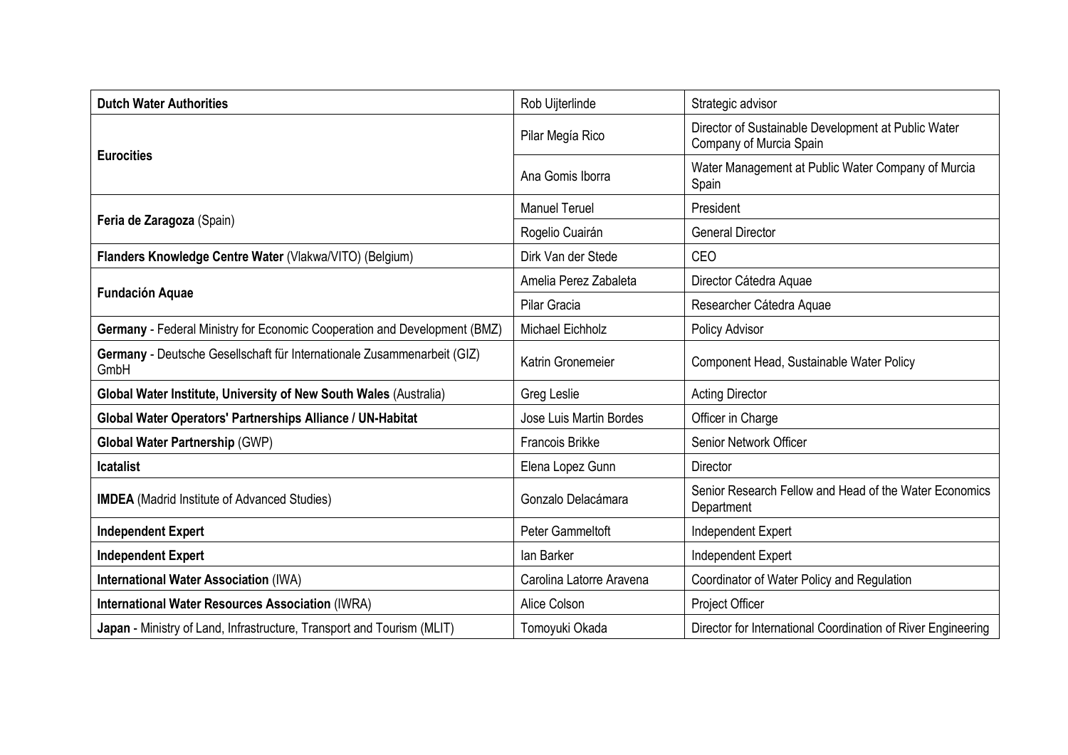| | | |
|---|---|---|
| **Dutch Water Authorities** | Rob Uijterlinde | Strategic advisor |
| **Eurocities** | Pilar Megía Rico | Director of Sustainable Development at Public Water Company of Murcia Spain |
| | Ana Gomis Iborra | Water Management at Public Water Company of Murcia Spain |
| **Feria de Zaragoza** (Spain) | Manuel Teruel | President |
| | Rogelio Cuairán | General Director |
| **Flanders Knowledge Centre Water** (Vlakwa/VITO) (Belgium) | Dirk Van der Stede | CEO |
| **Fundación Aquae** | Amelia Perez Zabaleta | Director Cátedra Aquae |
| | Pilar Gracia | Researcher Cátedra Aquae |
| **Germany** - Federal Ministry for Economic Cooperation and Development (BMZ) | Michael Eichholz | Policy Advisor |
| **Germany** - Deutsche Gesellschaft für Internationale Zusammenarbeit (GIZ) GmbH | Katrin Gronemeier | Component Head, Sustainable Water Policy |
| **Global Water Institute, University of New South Wales** (Australia) | Greg Leslie | Acting Director |
| **Global Water Operators' Partnerships Alliance / UN-Habitat** | Jose Luis Martin Bordes | Officer in Charge |
| **Global Water Partnership** (GWP) | Francois Brikke | Senior Network Officer |
| **Icatalist** | Elena Lopez Gunn | Director |
| **IMDEA** (Madrid Institute of Advanced Studies) | Gonzalo Delacámara | Senior Research Fellow and Head of the Water Economics Department |
| **Independent Expert** | Peter Gammeltoft | Independent Expert |
| **Independent Expert** | Ian Barker | Independent Expert |
| **International Water Association** (IWA) | Carolina Latorre Aravena | Coordinator of Water Policy and Regulation |
| **International Water Resources Association** (IWRA) | Alice Colson | Project Officer |
| **Japan** - Ministry of Land, Infrastructure, Transport and Tourism (MLIT) | Tomoyuki Okada | Director for International Coordination of River Engineering |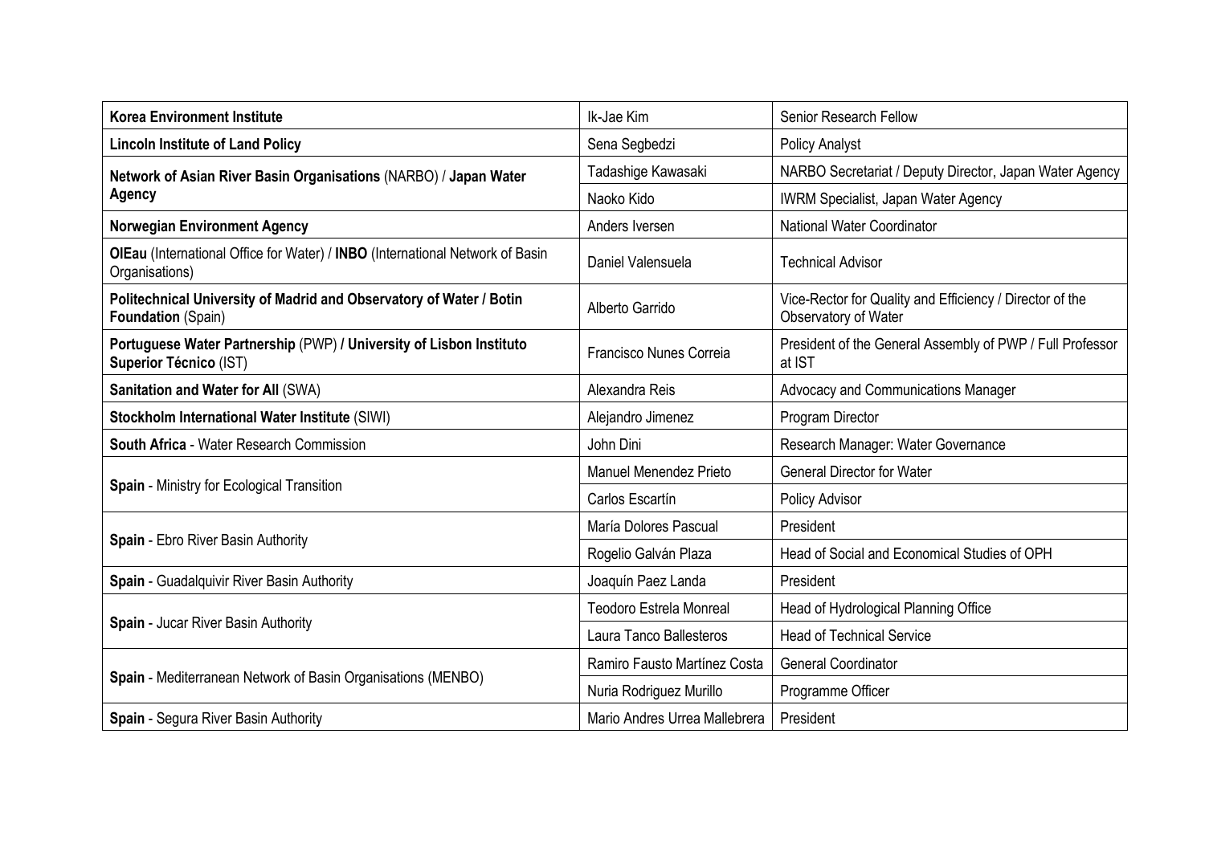| | | |
|---|---|---|
| **Korea Environment Institute** | Ik-Jae Kim | Senior Research Fellow |
| **Lincoln Institute of Land Policy** | Sena Segbedzi | Policy Analyst |
| **Network of Asian River Basin Organisations** (NARBO) / **Japan Water Agency** | Tadashige Kawasaki | NARBO Secretariat / Deputy Director, Japan Water Agency |
| | Naoko Kido | IWRM Specialist, Japan Water Agency |
| **Norwegian Environment Agency** | Anders Iversen | National Water Coordinator |
| **OIEau** (International Office for Water) / **INBO** (International Network of Basin Organisations) | Daniel Valensuela | Technical Advisor |
| **Politechnical University of Madrid and Observatory of Water / Botin Foundation** (Spain) | Alberto Garrido | Vice-Rector for Quality and Efficiency / Director of the Observatory of Water |
| **Portuguese Water Partnership** (PWP) **/ University of Lisbon Instituto Superior Técnico** (IST) | Francisco Nunes Correia | President of the General Assembly of PWP / Full Professor at IST |
| **Sanitation and Water for All** (SWA) | Alexandra Reis | Advocacy and Communications Manager |
| **Stockholm International Water Institute** (SIWI) | Alejandro Jimenez | Program Director |
| **South Africa** - Water Research Commission | John Dini | Research Manager: Water Governance |
| **Spain** - Ministry for Ecological Transition | Manuel Menendez Prieto | General Director for Water |
| | Carlos Escartín | Policy Advisor |
| **Spain** - Ebro River Basin Authority | María Dolores Pascual | President |
| | Rogelio Galván Plaza | Head of Social and Economical Studies of OPH |
| **Spain** - Guadalquivir River Basin Authority | Joaquín Paez Landa | President |
| **Spain** - Jucar River Basin Authority | Teodoro Estrela Monreal | Head of Hydrological Planning Office |
| | Laura Tanco Ballesteros | Head of Technical Service |
| **Spain** - Mediterranean Network of Basin Organisations (MENBO) | Ramiro Fausto Martínez Costa | General Coordinator |
| | Nuria Rodriguez Murillo | Programme Officer |
| **Spain** - Segura River Basin Authority | Mario Andres Urrea Mallebrera | President |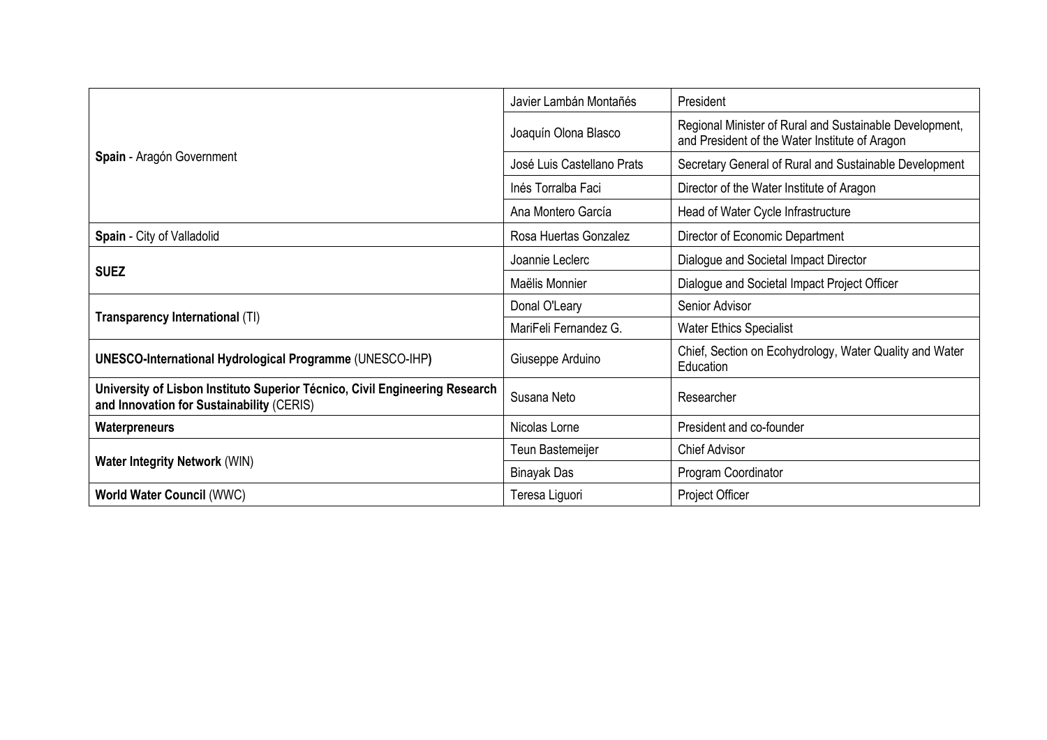| | | |
|---|---|---|
| **Spain** - Aragón Government | Javier Lambán Montañés | President |
| | Joaquín Olona Blasco | Regional Minister of Rural and Sustainable Development, and President of the Water Institute of Aragon |
| | José Luis Castellano Prats | Secretary General of Rural and Sustainable Development |
| | Inés Torralba Faci | Director of the Water Institute of Aragon |
| | Ana Montero García | Head of Water Cycle Infrastructure |
| **Spain** - City of Valladolid | Rosa Huertas Gonzalez | Director of Economic Department |
| **SUEZ** | Joannie Leclerc | Dialogue and Societal Impact Director |
| | Maëlis Monnier | Dialogue and Societal Impact Project Officer |
| **Transparency International** (TI) | Donal O'Leary | Senior Advisor |
| | MariFeli Fernandez G. | Water Ethics Specialist |
| **UNESCO-International Hydrological Programme** (UNESCO-IHP**)** | Giuseppe Arduino | Chief, Section on Ecohydrology, Water Quality and Water Education |
| **University of Lisbon Instituto Superior Técnico, Civil Engineering Research and Innovation for Sustainability** (CERIS) | Susana Neto | Researcher |
| **Waterpreneurs** | Nicolas Lorne | President and co-founder |
| **Water Integrity Network** (WIN) | Teun Bastemeijer | Chief Advisor |
| | Binayak Das | Program Coordinator |
| **World Water Council** (WWC) | Teresa Liguori | Project Officer |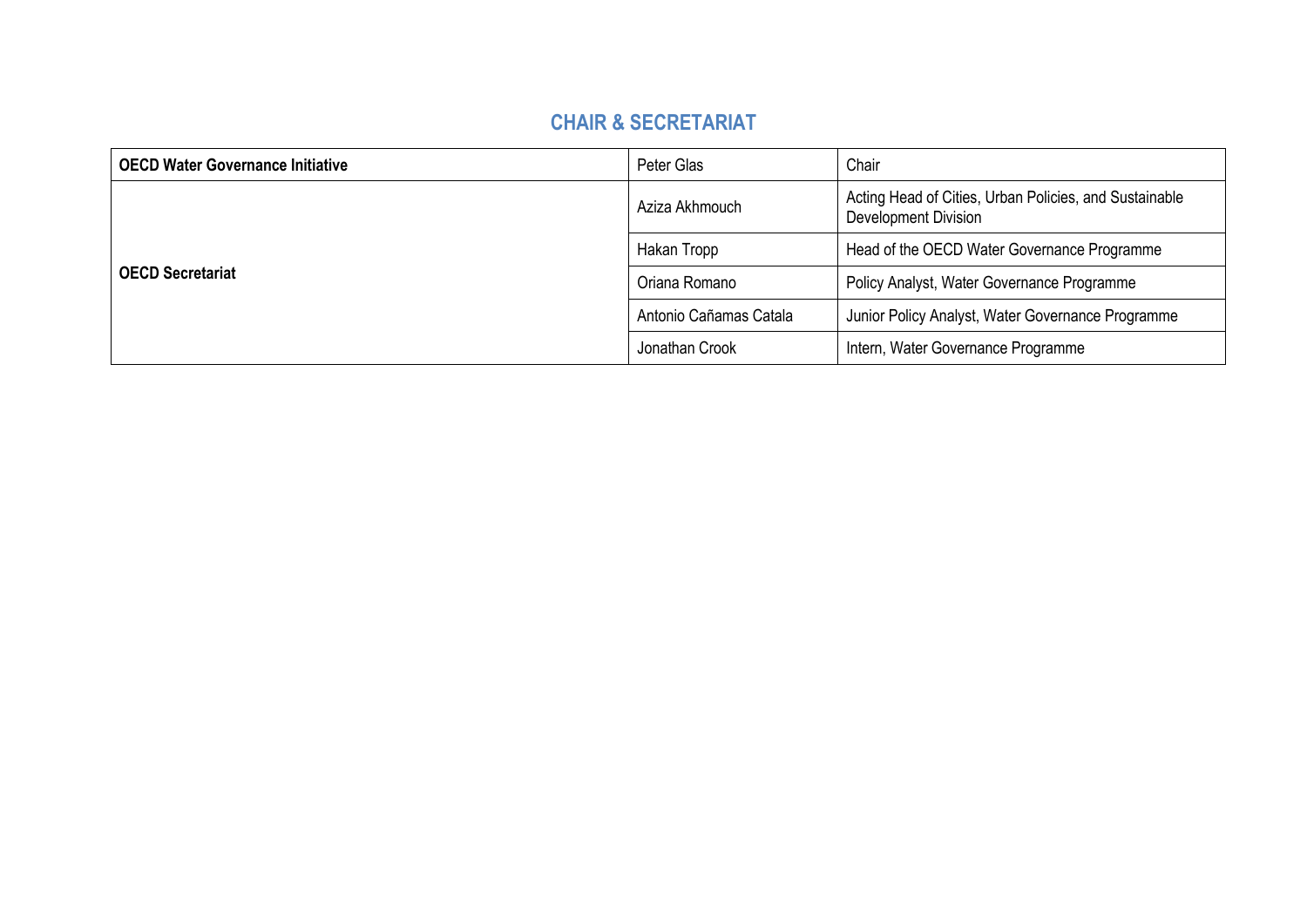## CHAIR & SECRETARIAT

| | | |
|---|---|---|
| **OECD Water Governance Initiative** | Peter Glas | Chair |
| **OECD Secretariat** | Aziza Akhmouch | Acting Head of Cities, Urban Policies, and Sustainable Development Division |
| | Hakan Tropp | Head of the OECD Water Governance Programme |
| | Oriana Romano | Policy Analyst, Water Governance Programme |
| | Antonio Cañamas Catala | Junior Policy Analyst, Water Governance Programme |
| | Jonathan Crook | Intern, Water Governance Programme |